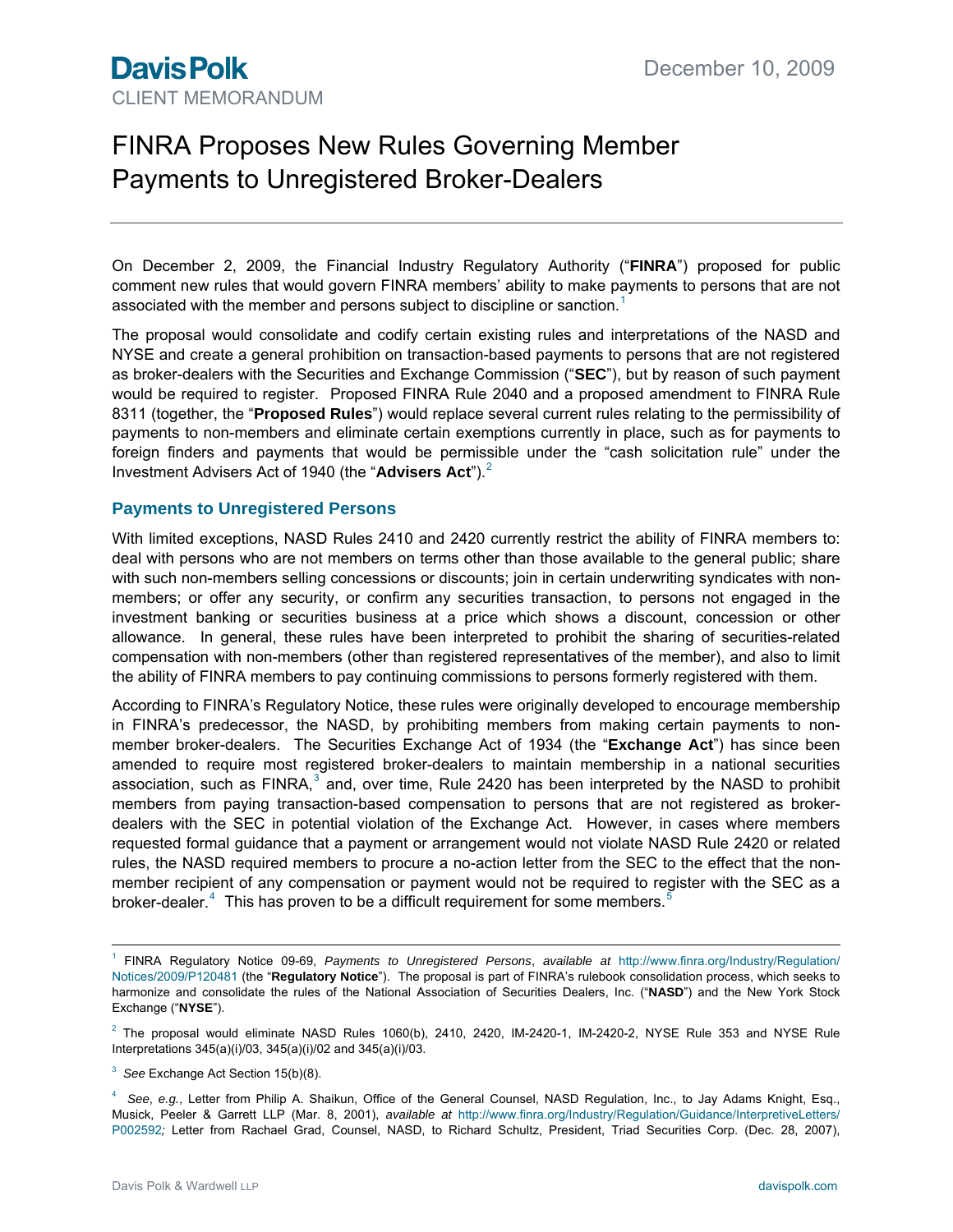**Davis Polk**
CLIENT MEMORANDUM

December 10, 2009

# FINRA Proposes New Rules Governing Member Payments to Unregistered Broker-Dealers

On December 2, 2009, the Financial Industry Regulatory Authority ("**FINRA**") proposed for public comment new rules that would govern FINRA members' ability to make payments to persons that are not associated with the member and persons subject to discipline or sanction.[1]

The proposal would consolidate and codify certain existing rules and interpretations of the NASD and NYSE and create a general prohibition on transaction-based payments to persons that are not registered as broker-dealers with the Securities and Exchange Commission ("**SEC**"), but by reason of such payment would be required to register. Proposed FINRA Rule 2040 and a proposed amendment to FINRA Rule 8311 (together, the "**Proposed Rules**") would replace several current rules relating to the permissibility of payments to non-members and eliminate certain exemptions currently in place, such as for payments to foreign finders and payments that would be permissible under the "cash solicitation rule" under the Investment Advisers Act of 1940 (the "**Advisers Act**").[2]

## Payments to Unregistered Persons

With limited exceptions, NASD Rules 2410 and 2420 currently restrict the ability of FINRA members to: deal with persons who are not members on terms other than those available to the general public; share with such non-members selling concessions or discounts; join in certain underwriting syndicates with non-members; or offer any security, or confirm any securities transaction, to persons not engaged in the investment banking or securities business at a price which shows a discount, concession or other allowance. In general, these rules have been interpreted to prohibit the sharing of securities-related compensation with non-members (other than registered representatives of the member), and also to limit the ability of FINRA members to pay continuing commissions to persons formerly registered with them.

According to FINRA's Regulatory Notice, these rules were originally developed to encourage membership in FINRA's predecessor, the NASD, by prohibiting members from making certain payments to non-member broker-dealers. The Securities Exchange Act of 1934 (the "**Exchange Act**") has since been amended to require most registered broker-dealers to maintain membership in a national securities association, such as FINRA,[3] and, over time, Rule 2420 has been interpreted by the NASD to prohibit members from paying transaction-based compensation to persons that are not registered as broker-dealers with the SEC in potential violation of the Exchange Act. However, in cases where members requested formal guidance that a payment or arrangement would not violate NASD Rule 2420 or related rules, the NASD required members to procure a no-action letter from the SEC to the effect that the non-member recipient of any compensation or payment would not be required to register with the SEC as a broker-dealer.[4] This has proven to be a difficult requirement for some members.[5]

---

[1] FINRA Regulatory Notice 09-69, *Payments to Unregistered Persons*, *available at* http://www.finra.org/Industry/Regulation/Notices/2009/P120481 (the "**Regulatory Notice**"). The proposal is part of FINRA's rulebook consolidation process, which seeks to harmonize and consolidate the rules of the National Association of Securities Dealers, Inc. ("**NASD**") and the New York Stock Exchange ("**NYSE**").

[2] The proposal would eliminate NASD Rules 1060(b), 2410, 2420, IM-2420-1, IM-2420-2, NYSE Rule 353 and NYSE Rule Interpretations 345(a)(i)/03, 345(a)(i)/02 and 345(a)(i)/03.

[3] *See* Exchange Act Section 15(b)(8).

[4] *See*, *e.g.*, Letter from Philip A. Shaikun, Office of the General Counsel, NASD Regulation, Inc., to Jay Adams Knight, Esq., Musick, Peeler & Garrett LLP (Mar. 8, 2001), *available at* http://www.finra.org/Industry/Regulation/Guidance/InterpretiveLetters/P002592*;* Letter from Rachael Grad, Counsel, NASD, to Richard Schultz, President, Triad Securities Corp. (Dec. 28, 2007),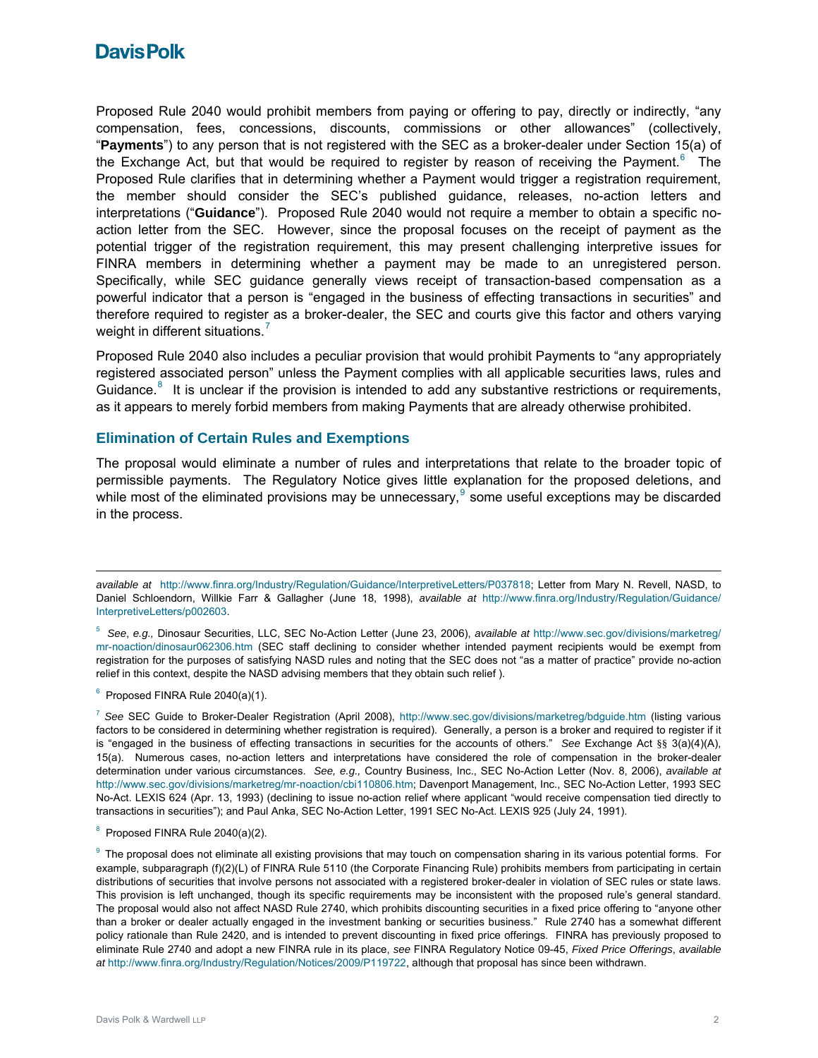Proposed Rule 2040 would prohibit members from paying or offering to pay, directly or indirectly, "any compensation, fees, concessions, discounts, commissions or other allowances" (collectively, "**Payments**") to any person that is not registered with the SEC as a broker-dealer under Section 15(a) of the Exchange Act, but that would be required to register by reason of receiving the Payment.[6] The Proposed Rule clarifies that in determining whether a Payment would trigger a registration requirement, the member should consider the SEC's published guidance, releases, no-action letters and interpretations ("**Guidance**"). Proposed Rule 2040 would not require a member to obtain a specific no-action letter from the SEC. However, since the proposal focuses on the receipt of payment as the potential trigger of the registration requirement, this may present challenging interpretive issues for FINRA members in determining whether a payment may be made to an unregistered person. Specifically, while SEC guidance generally views receipt of transaction-based compensation as a powerful indicator that a person is "engaged in the business of effecting transactions in securities" and therefore required to register as a broker-dealer, the SEC and courts give this factor and others varying weight in different situations.[7]

Proposed Rule 2040 also includes a peculiar provision that would prohibit Payments to "any appropriately registered associated person" unless the Payment complies with all applicable securities laws, rules and Guidance.[8] It is unclear if the provision is intended to add any substantive restrictions or requirements, as it appears to merely forbid members from making Payments that are already otherwise prohibited.

## Elimination of Certain Rules and Exemptions

The proposal would eliminate a number of rules and interpretations that relate to the broader topic of permissible payments. The Regulatory Notice gives little explanation for the proposed deletions, and while most of the eliminated provisions may be unnecessary,[9] some useful exceptions may be discarded in the process.

---

*available at* http://www.finra.org/Industry/Regulation/Guidance/InterpretiveLetters/P037818; Letter from Mary N. Revell, NASD, to Daniel Schloendorn, Willkie Farr & Gallagher (June 18, 1998), *available at* http://www.finra.org/Industry/Regulation/Guidance/InterpretiveLetters/p002603.

[5] *See*, *e.g.,* Dinosaur Securities, LLC, SEC No-Action Letter (June 23, 2006), *available at* http://www.sec.gov/divisions/marketreg/mr-noaction/dinosaur062306.htm (SEC staff declining to consider whether intended payment recipients would be exempt from registration for the purposes of satisfying NASD rules and noting that the SEC does not "as a matter of practice" provide no-action relief in this context, despite the NASD advising members that they obtain such relief ).

[6] Proposed FINRA Rule 2040(a)(1).

[7] *See* SEC Guide to Broker-Dealer Registration (April 2008), http://www.sec.gov/divisions/marketreg/bdguide.htm (listing various factors to be considered in determining whether registration is required). Generally, a person is a broker and required to register if it is "engaged in the business of effecting transactions in securities for the accounts of others." *See* Exchange Act §§ 3(a)(4)(A), 15(a). Numerous cases, no-action letters and interpretations have considered the role of compensation in the broker-dealer determination under various circumstances. *See, e.g.,* Country Business, Inc., SEC No-Action Letter (Nov. 8, 2006), *available at* http://www.sec.gov/divisions/marketreg/mr-noaction/cbi110806.htm; Davenport Management, Inc., SEC No-Action Letter, 1993 SEC No-Act. LEXIS 624 (Apr. 13, 1993) (declining to issue no-action relief where applicant "would receive compensation tied directly to transactions in securities"); and Paul Anka, SEC No-Action Letter, 1991 SEC No-Act. LEXIS 925 (July 24, 1991).

[8] Proposed FINRA Rule 2040(a)(2).

[9] The proposal does not eliminate all existing provisions that may touch on compensation sharing in its various potential forms. For example, subparagraph (f)(2)(L) of FINRA Rule 5110 (the Corporate Financing Rule) prohibits members from participating in certain distributions of securities that involve persons not associated with a registered broker-dealer in violation of SEC rules or state laws. This provision is left unchanged, though its specific requirements may be inconsistent with the proposed rule's general standard. The proposal would also not affect NASD Rule 2740, which prohibits discounting securities in a fixed price offering to "anyone other than a broker or dealer actually engaged in the investment banking or securities business." Rule 2740 has a somewhat different policy rationale than Rule 2420, and is intended to prevent discounting in fixed price offerings. FINRA has previously proposed to eliminate Rule 2740 and adopt a new FINRA rule in its place, *see* FINRA Regulatory Notice 09-45, *Fixed Price Offerings*, *available at* http://www.finra.org/Industry/Regulation/Notices/2009/P119722, although that proposal has since been withdrawn.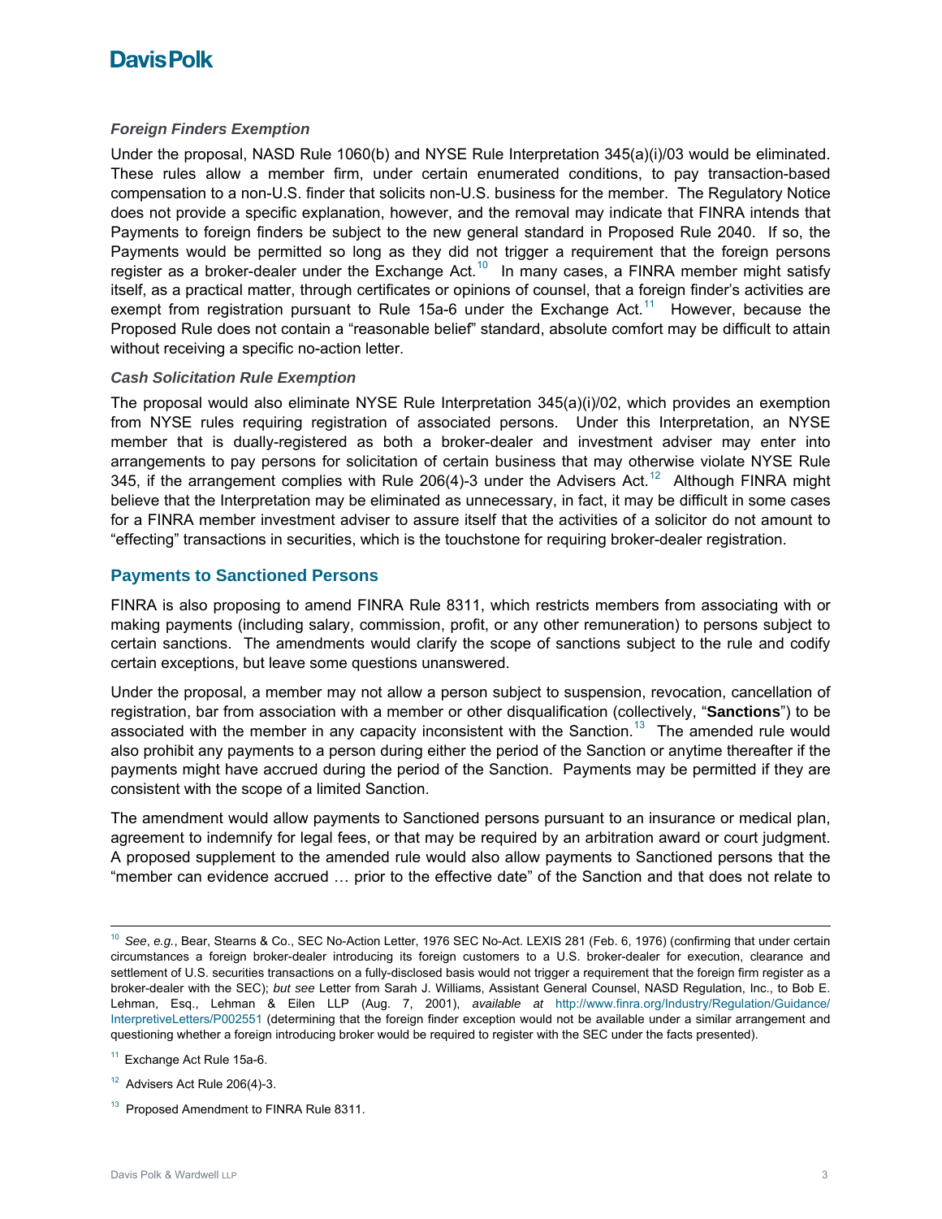### *Foreign Finders Exemption*

Under the proposal, NASD Rule 1060(b) and NYSE Rule Interpretation 345(a)(i)/03 would be eliminated. These rules allow a member firm, under certain enumerated conditions, to pay transaction-based compensation to a non-U.S. finder that solicits non-U.S. business for the member. The Regulatory Notice does not provide a specific explanation, however, and the removal may indicate that FINRA intends that Payments to foreign finders be subject to the new general standard in Proposed Rule 2040. If so, the Payments would be permitted so long as they did not trigger a requirement that the foreign persons register as a broker-dealer under the Exchange Act.[10] In many cases, a FINRA member might satisfy itself, as a practical matter, through certificates or opinions of counsel, that a foreign finder's activities are exempt from registration pursuant to Rule 15a-6 under the Exchange Act.[11] However, because the Proposed Rule does not contain a "reasonable belief" standard, absolute comfort may be difficult to attain without receiving a specific no-action letter.

### *Cash Solicitation Rule Exemption*

The proposal would also eliminate NYSE Rule Interpretation 345(a)(i)/02, which provides an exemption from NYSE rules requiring registration of associated persons. Under this Interpretation, an NYSE member that is dually-registered as both a broker-dealer and investment adviser may enter into arrangements to pay persons for solicitation of certain business that may otherwise violate NYSE Rule 345, if the arrangement complies with Rule 206(4)-3 under the Advisers Act.[12] Although FINRA might believe that the Interpretation may be eliminated as unnecessary, in fact, it may be difficult in some cases for a FINRA member investment adviser to assure itself that the activities of a solicitor do not amount to "effecting" transactions in securities, which is the touchstone for requiring broker-dealer registration.

## Payments to Sanctioned Persons

FINRA is also proposing to amend FINRA Rule 8311, which restricts members from associating with or making payments (including salary, commission, profit, or any other remuneration) to persons subject to certain sanctions. The amendments would clarify the scope of sanctions subject to the rule and codify certain exceptions, but leave some questions unanswered.

Under the proposal, a member may not allow a person subject to suspension, revocation, cancellation of registration, bar from association with a member or other disqualification (collectively, "**Sanctions**") to be associated with the member in any capacity inconsistent with the Sanction.[13] The amended rule would also prohibit any payments to a person during either the period of the Sanction or anytime thereafter if the payments might have accrued during the period of the Sanction. Payments may be permitted if they are consistent with the scope of a limited Sanction.

The amendment would allow payments to Sanctioned persons pursuant to an insurance or medical plan, agreement to indemnify for legal fees, or that may be required by an arbitration award or court judgment. A proposed supplement to the amended rule would also allow payments to Sanctioned persons that the "member can evidence accrued … prior to the effective date" of the Sanction and that does not relate to

---

[10] *See*, *e.g.*, Bear, Stearns & Co., SEC No-Action Letter, 1976 SEC No-Act. LEXIS 281 (Feb. 6, 1976) (confirming that under certain circumstances a foreign broker-dealer introducing its foreign customers to a U.S. broker-dealer for execution, clearance and settlement of U.S. securities transactions on a fully-disclosed basis would not trigger a requirement that the foreign firm register as a broker-dealer with the SEC); *but see* Letter from Sarah J. Williams, Assistant General Counsel, NASD Regulation, Inc., to Bob E. Lehman, Esq., Lehman & Eilen LLP (Aug. 7, 2001), *available at* http://www.finra.org/Industry/Regulation/Guidance/InterpretiveLetters/P002551 (determining that the foreign finder exception would not be available under a similar arrangement and questioning whether a foreign introducing broker would be required to register with the SEC under the facts presented).

[11] Exchange Act Rule 15a-6.

[12] Advisers Act Rule 206(4)-3.

[13] Proposed Amendment to FINRA Rule 8311.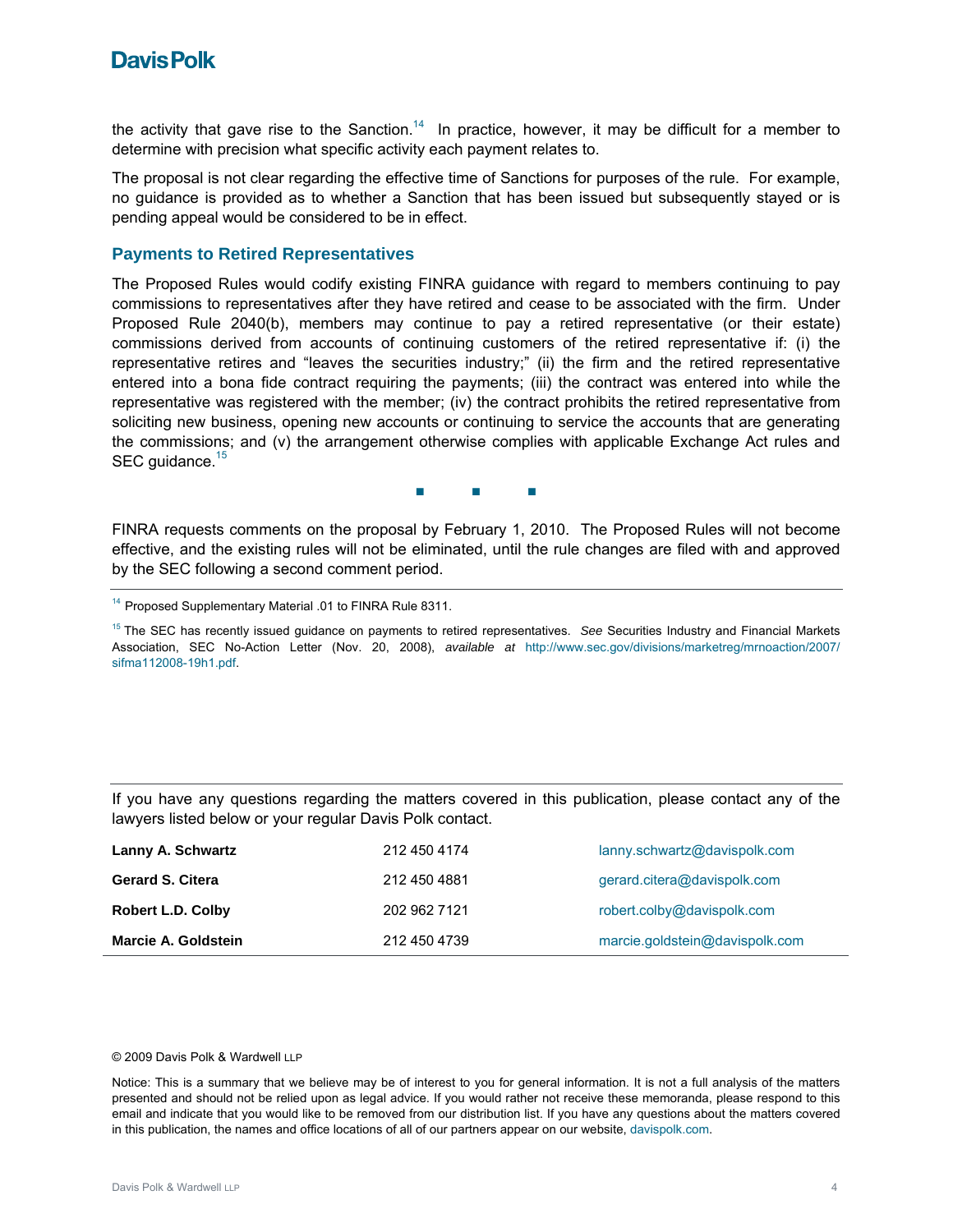the activity that gave rise to the Sanction.[14] In practice, however, it may be difficult for a member to determine with precision what specific activity each payment relates to.

The proposal is not clear regarding the effective time of Sanctions for purposes of the rule. For example, no guidance is provided as to whether a Sanction that has been issued but subsequently stayed or is pending appeal would be considered to be in effect.

### Payments to Retired Representatives

The Proposed Rules would codify existing FINRA guidance with regard to members continuing to pay commissions to representatives after they have retired and cease to be associated with the firm. Under Proposed Rule 2040(b), members may continue to pay a retired representative (or their estate) commissions derived from accounts of continuing customers of the retired representative if: (i) the representative retires and "leaves the securities industry;" (ii) the firm and the retired representative entered into a bona fide contract requiring the payments; (iii) the contract was entered into while the representative was registered with the member; (iv) the contract prohibits the retired representative from soliciting new business, opening new accounts or continuing to service the accounts that are generating the commissions; and (v) the arrangement otherwise complies with applicable Exchange Act rules and SEC guidance.[15]

■ ■ ■

FINRA requests comments on the proposal by February 1, 2010. The Proposed Rules will not become effective, and the existing rules will not be eliminated, until the rule changes are filed with and approved by the SEC following a second comment period.

---

[14] Proposed Supplementary Material .01 to FINRA Rule 8311.

[15] The SEC has recently issued guidance on payments to retired representatives. *See* Securities Industry and Financial Markets Association, SEC No-Action Letter (Nov. 20, 2008), *available at* http://www.sec.gov/divisions/marketreg/mrnoaction/2007/sifma112008-19h1.pdf.

---

If you have any questions regarding the matters covered in this publication, please contact any of the lawyers listed below or your regular Davis Polk contact.

| | | |
|---|---|---|
| **Lanny A. Schwartz** | 212 450 4174 | lanny.schwartz@davispolk.com |
| **Gerard S. Citera** | 212 450 4881 | gerard.citera@davispolk.com |
| **Robert L.D. Colby** | 202 962 7121 | robert.colby@davispolk.com |
| **Marcie A. Goldstein** | 212 450 4739 | marcie.goldstein@davispolk.com |

© 2009 Davis Polk & Wardwell LLP

Notice: This is a summary that we believe may be of interest to you for general information. It is not a full analysis of the matters presented and should not be relied upon as legal advice. If you would rather not receive these memoranda, please respond to this email and indicate that you would like to be removed from our distribution list. If you have any questions about the matters covered in this publication, the names and office locations of all of our partners appear on our website, davispolk.com.